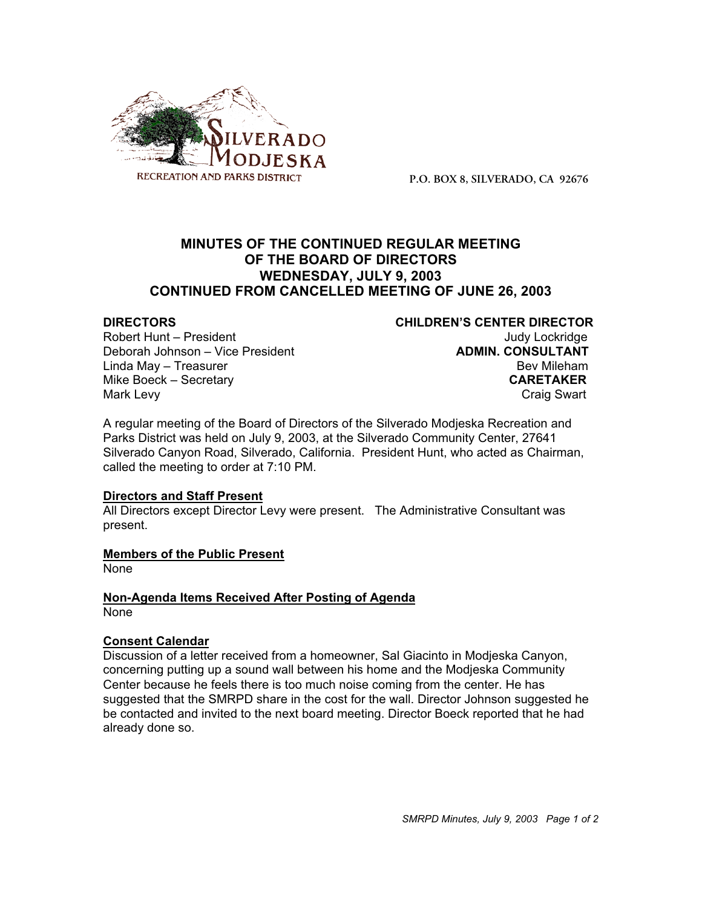SILVERADO MODJESKA

RECREATION AND PARKS DISTRICT

P.O. BOX 8, SILVERADO, CA 92676

# MINUTES OF THE CONTINUED REGULAR MEETING OF THE BOARD OF DIRECTORS WEDNESDAY, JULY 9, 2003 CONTINUED FROM CANCELLED MEETING OF JUNE 26, 2003

**DIRECTORS**

Robert Hunt – President
Deborah Johnson – Vice President
Linda May – Treasurer
Mike Boeck – Secretary
Mark Levy

**CHILDREN'S CENTER DIRECTOR**
Judy Lockridge

**ADMIN. CONSULTANT**
Bev Mileham

**CARETAKER**
Craig Swart

A regular meeting of the Board of Directors of the Silverado Modjeska Recreation and Parks District was held on July 9, 2003, at the Silverado Community Center, 27641 Silverado Canyon Road, Silverado, California. President Hunt, who acted as Chairman, called the meeting to order at 7:10 PM.

**Directors and Staff Present**

All Directors except Director Levy were present. The Administrative Consultant was present.

**Members of the Public Present**

None

**Non-Agenda Items Received After Posting of Agenda**

None

**Consent Calendar**

Discussion of a letter received from a homeowner, Sal Giacinto in Modjeska Canyon, concerning putting up a sound wall between his home and the Modjeska Community Center because he feels there is too much noise coming from the center. He has suggested that the SMRPD share in the cost for the wall. Director Johnson suggested he be contacted and invited to the next board meeting. Director Boeck reported that he had already done so.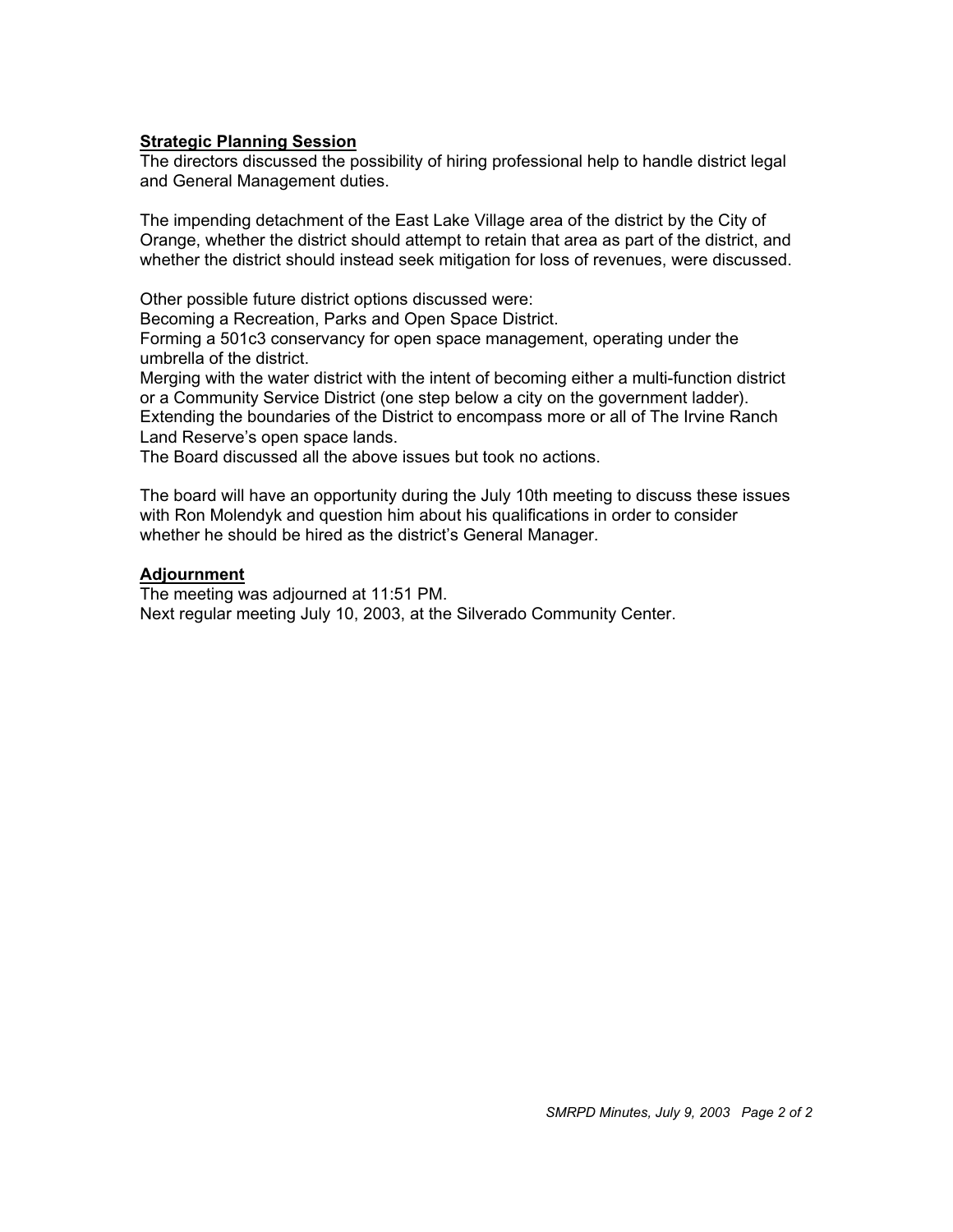**Strategic Planning Session**
The directors discussed the possibility of hiring professional help to handle district legal and General Management duties.

The impending detachment of the East Lake Village area of the district by the City of Orange, whether the district should attempt to retain that area as part of the district, and whether the district should instead seek mitigation for loss of revenues, were discussed.

Other possible future district options discussed were:
Becoming a Recreation, Parks and Open Space District.
Forming a 501c3 conservancy for open space management, operating under the umbrella of the district.
Merging with the water district with the intent of becoming either a multi-function district or a Community Service District (one step below a city on the government ladder).
Extending the boundaries of the District to encompass more or all of The Irvine Ranch Land Reserve's open space lands.
The Board discussed all the above issues but took no actions.

The board will have an opportunity during the July 10th meeting to discuss these issues with Ron Molendyk and question him about his qualifications in order to consider whether he should be hired as the district's General Manager.

**Adjournment**
The meeting was adjourned at 11:51 PM.
Next regular meeting July 10, 2003, at the Silverado Community Center.